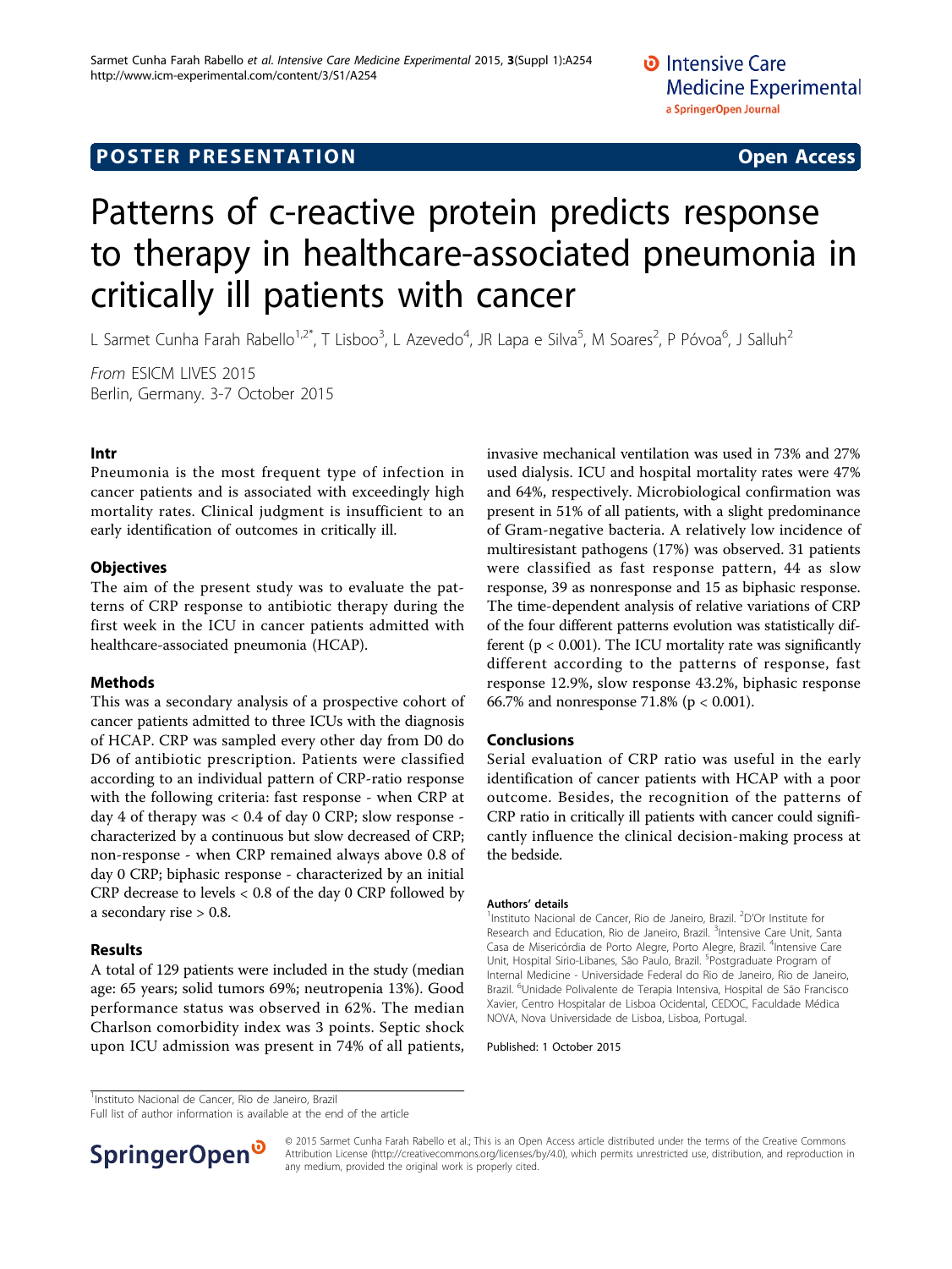POSTER PRESENTATION **Open Access**

# Patterns of c-reactive protein predicts response to therapy in healthcare-associated pneumonia in critically ill patients with cancer

L Sarmet Cunha Farah Rabello[1,2*], T Lisboo[3], L Azevedo[4], JR Lapa e Silva[5], M Soares[2], P Póvoa[6], J Salluh[2]

*From* ESICM LIVES 2015
Berlin, Germany. 3-7 October 2015

## Intr

Pneumonia is the most frequent type of infection in cancer patients and is associated with exceedingly high mortality rates. Clinical judgment is insufficient to an early identification of outcomes in critically ill.

## Objectives

The aim of the present study was to evaluate the patterns of CRP response to antibiotic therapy during the first week in the ICU in cancer patients admitted with healthcare-associated pneumonia (HCAP).

## Methods

This was a secondary analysis of a prospective cohort of cancer patients admitted to three ICUs with the diagnosis of HCAP. CRP was sampled every other day from D0 do D6 of antibiotic prescription. Patients were classified according to an individual pattern of CRP-ratio response with the following criteria: fast response - when CRP at day 4 of therapy was < 0.4 of day 0 CRP; slow response - characterized by a continuous but slow decreased of CRP; non-response - when CRP remained always above 0.8 of day 0 CRP; biphasic response - characterized by an initial CRP decrease to levels < 0.8 of the day 0 CRP followed by a secondary rise > 0.8.

## Results

A total of 129 patients were included in the study (median age: 65 years; solid tumors 69%; neutropenia 13%). Good performance status was observed in 62%. The median Charlson comorbidity index was 3 points. Septic shock upon ICU admission was present in 74% of all patients, invasive mechanical ventilation was used in 73% and 27% used dialysis. ICU and hospital mortality rates were 47% and 64%, respectively. Microbiological confirmation was present in 51% of all patients, with a slight predominance of Gram-negative bacteria. A relatively low incidence of multiresistant pathogens (17%) was observed. 31 patients were classified as fast response pattern, 44 as slow response, 39 as nonresponse and 15 as biphasic response. The time-dependent analysis of relative variations of CRP of the four different patterns evolution was statistically different ($p < 0.001$). The ICU mortality rate was significantly different according to the patterns of response, fast response 12.9%, slow response 43.2%, biphasic response 66.7% and nonresponse 71.8% ($p < 0.001$).

## Conclusions

Serial evaluation of CRP ratio was useful in the early identification of cancer patients with HCAP with a poor outcome. Besides, the recognition of the patterns of CRP ratio in critically ill patients with cancer could significantly influence the clinical decision-making process at the bedside.

#### Authors' details

[1]Instituto Nacional de Cancer, Rio de Janeiro, Brazil. [2]D'Or Institute for Research and Education, Rio de Janeiro, Brazil. [3]Intensive Care Unit, Santa Casa de Misericórdia de Porto Alegre, Porto Alegre, Brazil. [4]Intensive Care Unit, Hospital Sirio-Libanes, São Paulo, Brazil. [5]Postgraduate Program of Internal Medicine - Universidade Federal do Rio de Janeiro, Rio de Janeiro, Brazil. [6]Unidade Polivalente de Terapia Intensiva, Hospital de São Francisco Xavier, Centro Hospitalar de Lisboa Ocidental, CEDOC, Faculdade Médica NOVA, Nova Universidade de Lisboa, Lisboa, Portugal.

Published: 1 October 2015

[1]Instituto Nacional de Cancer, Rio de Janeiro, Brazil
Full list of author information is available at the end of the article

© 2015 Sarmet Cunha Farah Rabello et al.; This is an Open Access article distributed under the terms of the Creative Commons Attribution License (http://creativecommons.org/licenses/by/4.0), which permits unrestricted use, distribution, and reproduction in any medium, provided the original work is properly cited.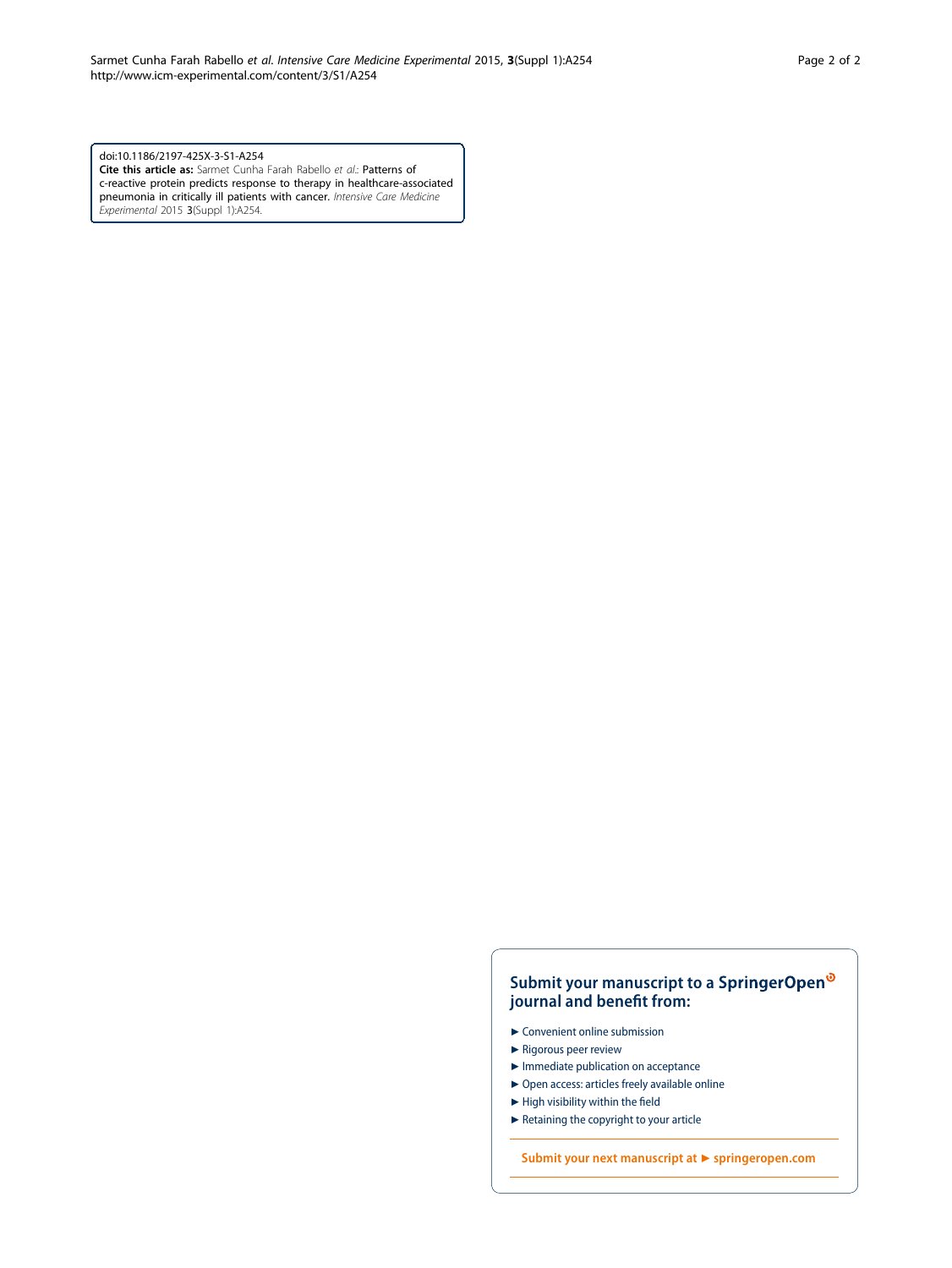doi:10.1186/2197-425X-3-S1-A254

**Cite this article as:** Sarmet Cunha Farah Rabello *et al.*: Patterns of c-reactive protein predicts response to therapy in healthcare-associated pneumonia in critically ill patients with cancer. *Intensive Care Medicine Experimental* 2015 **3**(Suppl 1):A254.

**Submit your manuscript to a SpringerOpen journal and benefit from:**

- ► Convenient online submission
- ► Rigorous peer review
- ► Immediate publication on acceptance
- ► Open access: articles freely available online
- ► High visibility within the field
- ► Retaining the copyright to your article

**Submit your next manuscript at ► springeropen.com**